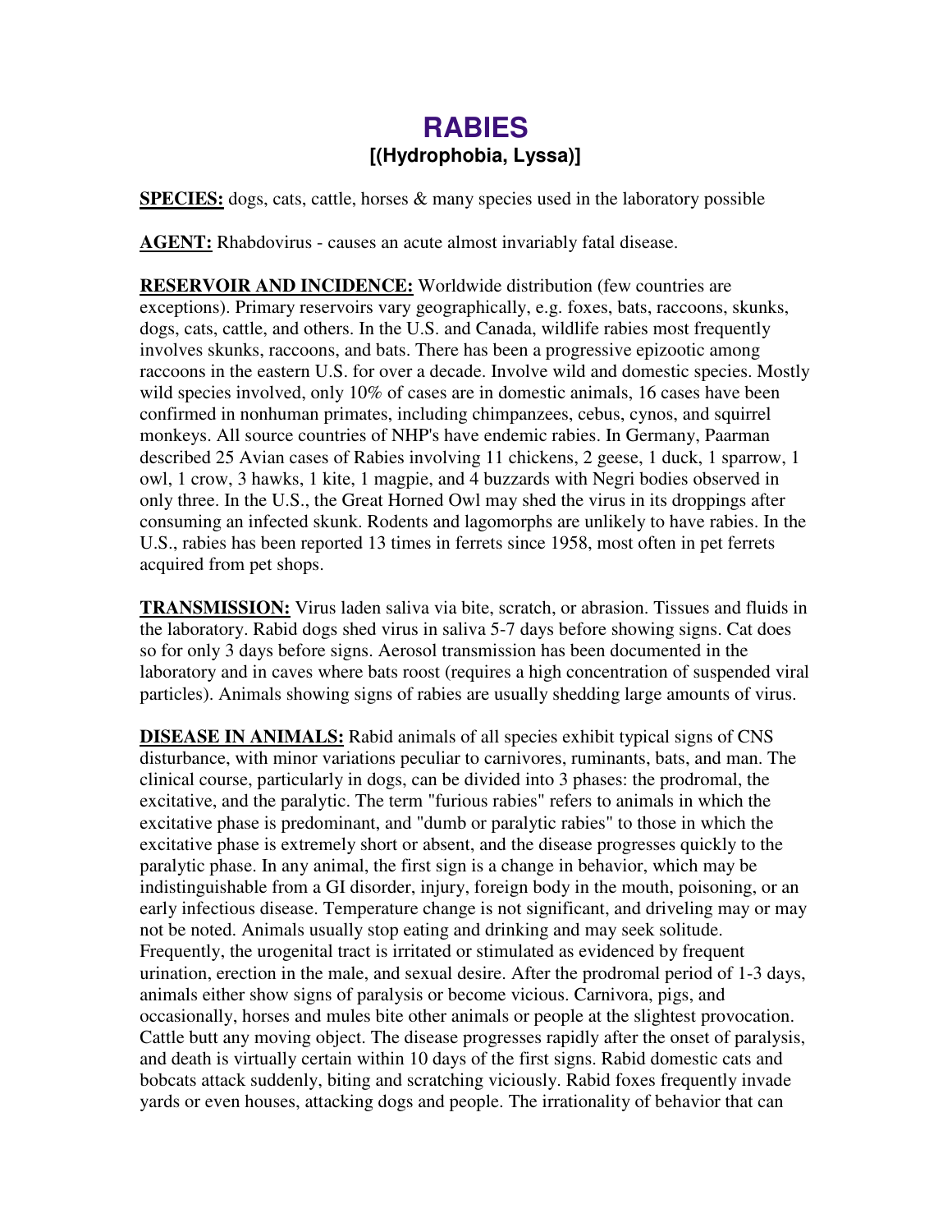# RABIES

## [(Hydrophobia, Lyssa)]

**SPECIES:** dogs, cats, cattle, horses & many species used in the laboratory possible

**AGENT:** Rhabdovirus - causes an acute almost invariably fatal disease.

**RESERVOIR AND INCIDENCE:** Worldwide distribution (few countries are exceptions). Primary reservoirs vary geographically, e.g. foxes, bats, raccoons, skunks, dogs, cats, cattle, and others. In the U.S. and Canada, wildlife rabies most frequently involves skunks, raccoons, and bats. There has been a progressive epizootic among raccoons in the eastern U.S. for over a decade. Involve wild and domestic species. Mostly wild species involved, only 10% of cases are in domestic animals, 16 cases have been confirmed in nonhuman primates, including chimpanzees, cebus, cynos, and squirrel monkeys. All source countries of NHP's have endemic rabies. In Germany, Paarman described 25 Avian cases of Rabies involving 11 chickens, 2 geese, 1 duck, 1 sparrow, 1 owl, 1 crow, 3 hawks, 1 kite, 1 magpie, and 4 buzzards with Negri bodies observed in only three. In the U.S., the Great Horned Owl may shed the virus in its droppings after consuming an infected skunk. Rodents and lagomorphs are unlikely to have rabies. In the U.S., rabies has been reported 13 times in ferrets since 1958, most often in pet ferrets acquired from pet shops.

**TRANSMISSION:** Virus laden saliva via bite, scratch, or abrasion. Tissues and fluids in the laboratory. Rabid dogs shed virus in saliva 5-7 days before showing signs. Cat does so for only 3 days before signs. Aerosol transmission has been documented in the laboratory and in caves where bats roost (requires a high concentration of suspended viral particles). Animals showing signs of rabies are usually shedding large amounts of virus.

**DISEASE IN ANIMALS:** Rabid animals of all species exhibit typical signs of CNS disturbance, with minor variations peculiar to carnivores, ruminants, bats, and man. The clinical course, particularly in dogs, can be divided into 3 phases: the prodromal, the excitative, and the paralytic. The term "furious rabies" refers to animals in which the excitative phase is predominant, and "dumb or paralytic rabies" to those in which the excitative phase is extremely short or absent, and the disease progresses quickly to the paralytic phase. In any animal, the first sign is a change in behavior, which may be indistinguishable from a GI disorder, injury, foreign body in the mouth, poisoning, or an early infectious disease. Temperature change is not significant, and driveling may or may not be noted. Animals usually stop eating and drinking and may seek solitude. Frequently, the urogenital tract is irritated or stimulated as evidenced by frequent urination, erection in the male, and sexual desire. After the prodromal period of 1-3 days, animals either show signs of paralysis or become vicious. Carnivora, pigs, and occasionally, horses and mules bite other animals or people at the slightest provocation. Cattle butt any moving object. The disease progresses rapidly after the onset of paralysis, and death is virtually certain within 10 days of the first signs. Rabid domestic cats and bobcats attack suddenly, biting and scratching viciously. Rabid foxes frequently invade yards or even houses, attacking dogs and people. The irrationality of behavior that can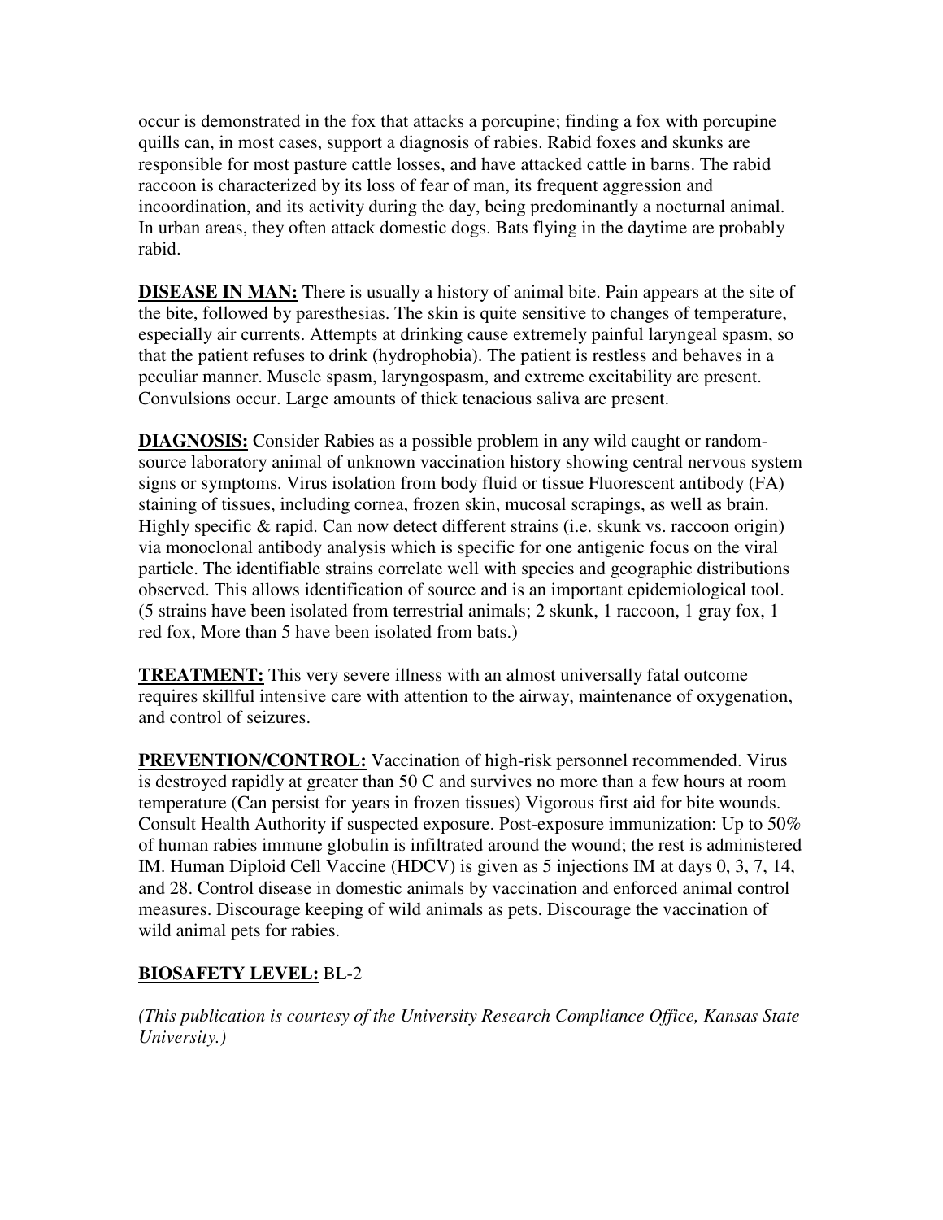occur is demonstrated in the fox that attacks a porcupine; finding a fox with porcupine quills can, in most cases, support a diagnosis of rabies. Rabid foxes and skunks are responsible for most pasture cattle losses, and have attacked cattle in barns. The rabid raccoon is characterized by its loss of fear of man, its frequent aggression and incoordination, and its activity during the day, being predominantly a nocturnal animal. In urban areas, they often attack domestic dogs. Bats flying in the daytime are probably rabid.

**DISEASE IN MAN:** There is usually a history of animal bite. Pain appears at the site of the bite, followed by paresthesias. The skin is quite sensitive to changes of temperature, especially air currents. Attempts at drinking cause extremely painful laryngeal spasm, so that the patient refuses to drink (hydrophobia). The patient is restless and behaves in a peculiar manner. Muscle spasm, laryngospasm, and extreme excitability are present. Convulsions occur. Large amounts of thick tenacious saliva are present.

**DIAGNOSIS:** Consider Rabies as a possible problem in any wild caught or random-source laboratory animal of unknown vaccination history showing central nervous system signs or symptoms. Virus isolation from body fluid or tissue Fluorescent antibody (FA) staining of tissues, including cornea, frozen skin, mucosal scrapings, as well as brain. Highly specific & rapid. Can now detect different strains (i.e. skunk vs. raccoon origin) via monoclonal antibody analysis which is specific for one antigenic focus on the viral particle. The identifiable strains correlate well with species and geographic distributions observed. This allows identification of source and is an important epidemiological tool. (5 strains have been isolated from terrestrial animals; 2 skunk, 1 raccoon, 1 gray fox, 1 red fox, More than 5 have been isolated from bats.)

**TREATMENT:** This very severe illness with an almost universally fatal outcome requires skillful intensive care with attention to the airway, maintenance of oxygenation, and control of seizures.

**PREVENTION/CONTROL:** Vaccination of high-risk personnel recommended. Virus is destroyed rapidly at greater than 50 C and survives no more than a few hours at room temperature (Can persist for years in frozen tissues) Vigorous first aid for bite wounds. Consult Health Authority if suspected exposure. Post-exposure immunization: Up to 50% of human rabies immune globulin is infiltrated around the wound; the rest is administered IM. Human Diploid Cell Vaccine (HDCV) is given as 5 injections IM at days 0, 3, 7, 14, and 28. Control disease in domestic animals by vaccination and enforced animal control measures. Discourage keeping of wild animals as pets. Discourage the vaccination of wild animal pets for rabies.

**BIOSAFETY LEVEL:** BL-2

*(This publication is courtesy of the University Research Compliance Office, Kansas State University.)*